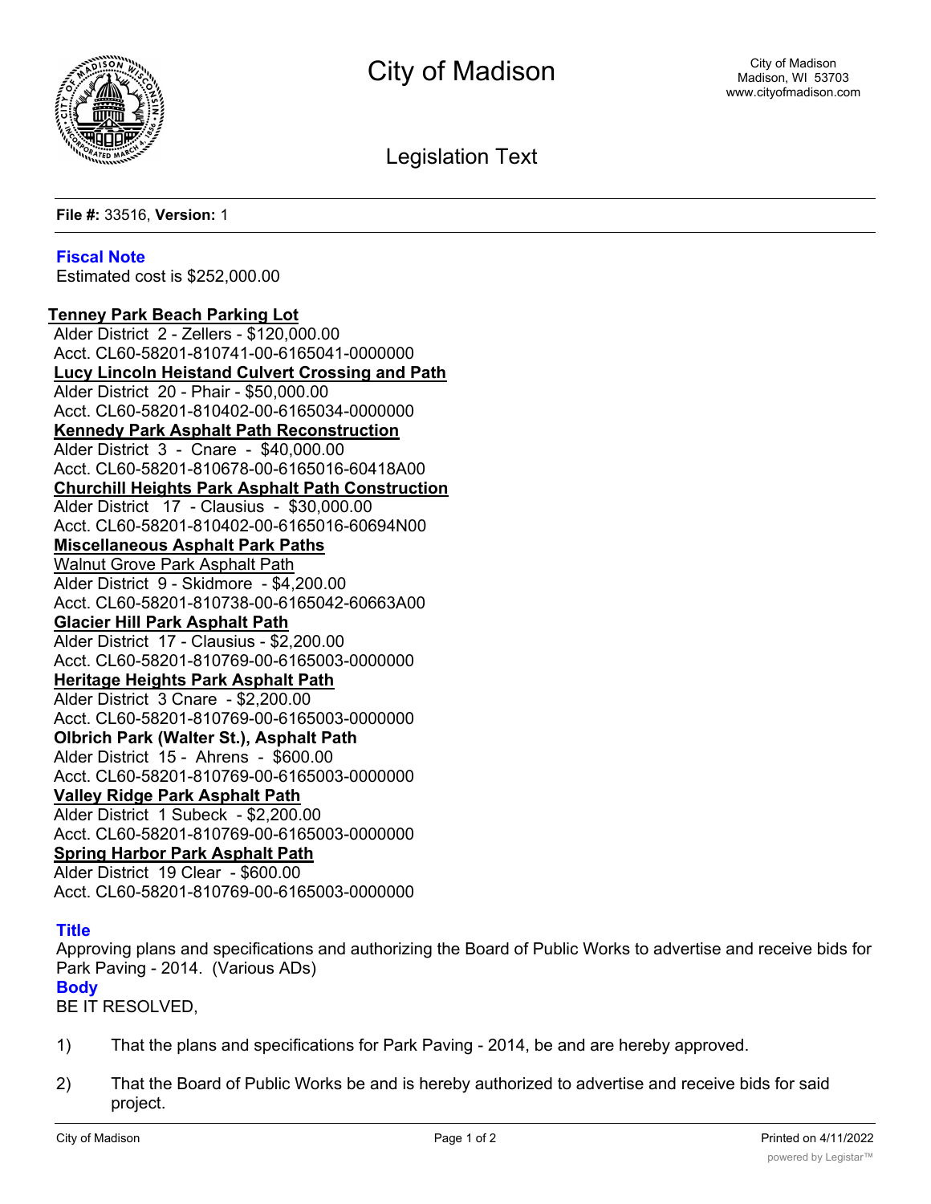# City of Madison

City of Madison
Madison, WI 53703
www.cityofmadison.com

## Legislation Text

**File #:** 33516, **Version:** 1

### Fiscal Note

Estimated cost is $252,000.00

**Tenney Park Beach Parking Lot**
Alder District 2 - Zellers - $120,000.00
Acct. CL60-58201-810741-00-6165041-0000000

**Lucy Lincoln Heistand Culvert Crossing and Path**
Alder District 20 - Phair - $50,000.00
Acct. CL60-58201-810402-00-6165034-0000000

**Kennedy Park Asphalt Path Reconstruction**
Alder District 3 - Cnare - $40,000.00
Acct. CL60-58201-810678-00-6165016-60418A00

**Churchill Heights Park Asphalt Path Construction**
Alder District 17 - Clausius - $30,000.00
Acct. CL60-58201-810402-00-6165016-60694N00

**Miscellaneous Asphalt Park Paths**

Walnut Grove Park Asphalt Path
Alder District 9 - Skidmore - $4,200.00
Acct. CL60-58201-810738-00-6165042-60663A00

**Glacier Hill Park Asphalt Path**
Alder District 17 - Clausius - $2,200.00
Acct. CL60-58201-810769-00-6165003-0000000

**Heritage Heights Park Asphalt Path**
Alder District 3 Cnare - $2,200.00
Acct. CL60-58201-810769-00-6165003-0000000

**Olbrich Park (Walter St.), Asphalt Path**
Alder District 15 - Ahrens - $600.00
Acct. CL60-58201-810769-00-6165003-0000000

**Valley Ridge Park Asphalt Path**
Alder District 1 Subeck - $2,200.00
Acct. CL60-58201-810769-00-6165003-0000000

**Spring Harbor Park Asphalt Path**
Alder District 19 Clear - $600.00
Acct. CL60-58201-810769-00-6165003-0000000

### Title

Approving plans and specifications and authorizing the Board of Public Works to advertise and receive bids for Park Paving - 2014. (Various ADs)

### Body

BE IT RESOLVED,

1) That the plans and specifications for Park Paving - 2014, be and are hereby approved.

2) That the Board of Public Works be and is hereby authorized to advertise and receive bids for said project.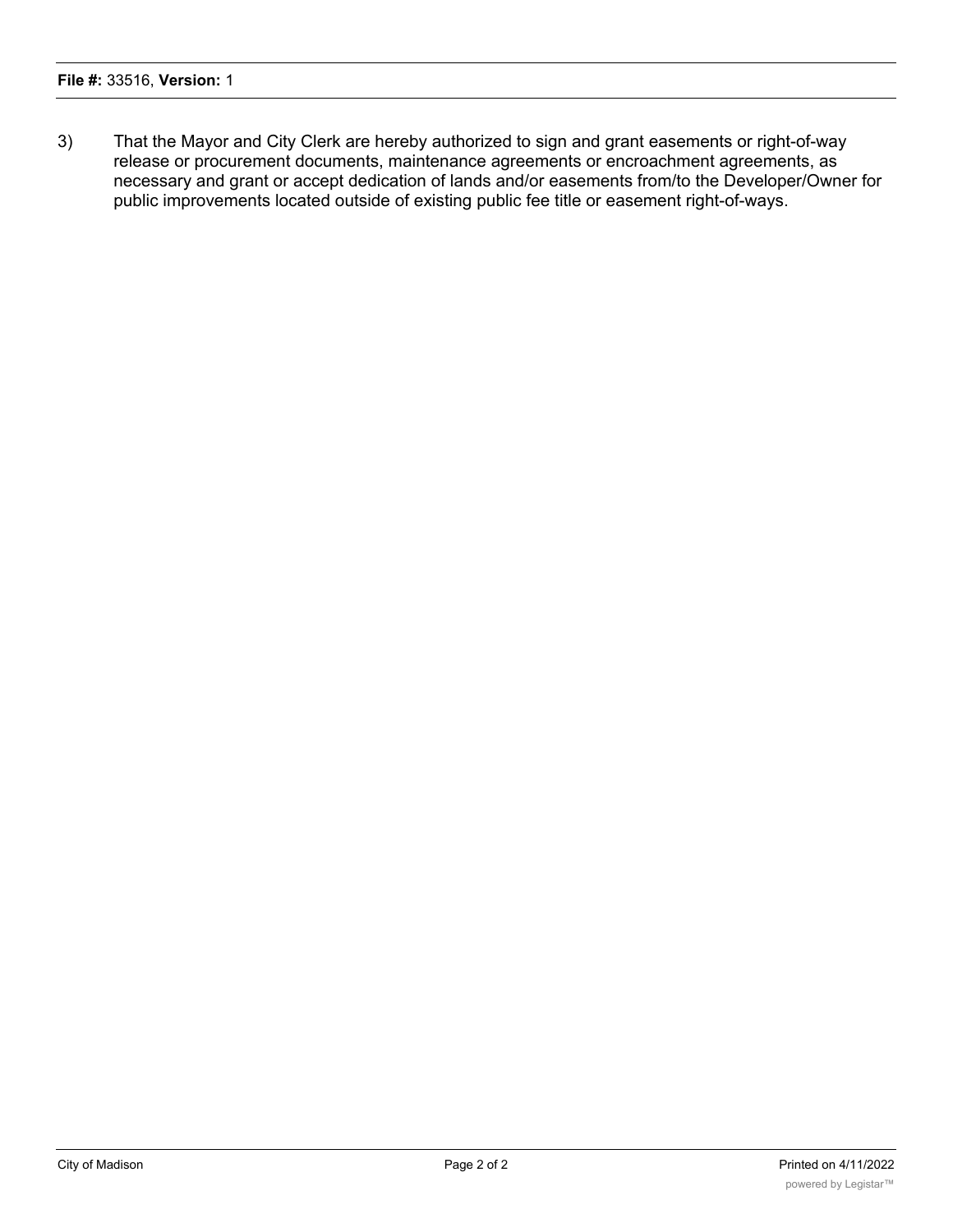3) That the Mayor and City Clerk are hereby authorized to sign and grant easements or right-of-way release or procurement documents, maintenance agreements or encroachment agreements, as necessary and grant or accept dedication of lands and/or easements from/to the Developer/Owner for public improvements located outside of existing public fee title or easement right-of-ways.